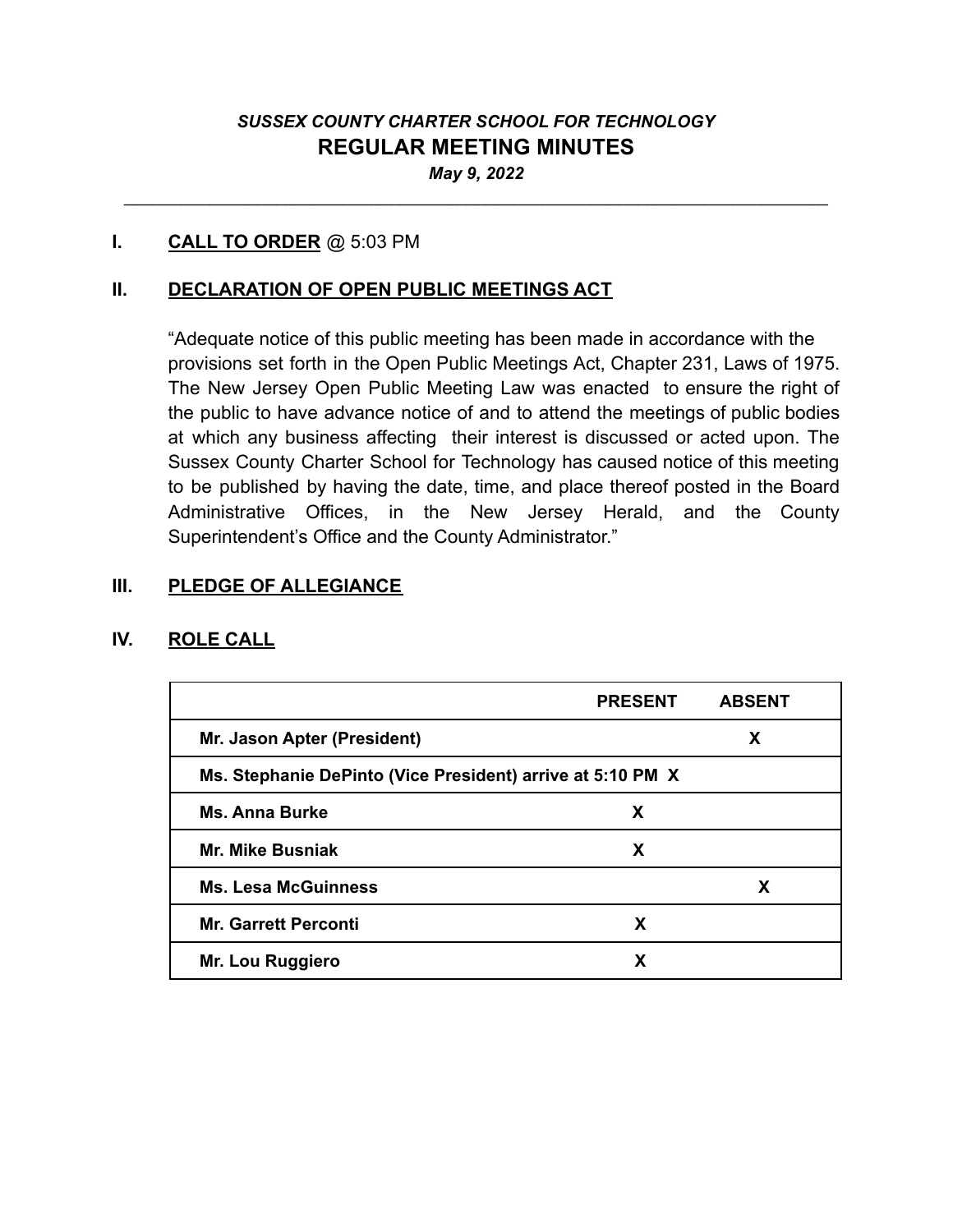*SUSSEX COUNTY CHARTER SCHOOL FOR TECHNOLOGY*

# REGULAR MEETING MINUTES

*May 9, 2022*

---

## I. CALL TO ORDER @ 5:03 PM

## II. DECLARATION OF OPEN PUBLIC MEETINGS ACT

"Adequate notice of this public meeting has been made in accordance with the provisions set forth in the Open Public Meetings Act, Chapter 231, Laws of 1975. The New Jersey Open Public Meeting Law was enacted to ensure the right of the public to have advance notice of and to attend the meetings of public bodies at which any business affecting their interest is discussed or acted upon. The Sussex County Charter School for Technology has caused notice of this meeting to be published by having the date, time, and place thereof posted in the Board Administrative Offices, in the New Jersey Herald, and the County Superintendent's Office and the County Administrator."

## III. PLEDGE OF ALLEGIANCE

## IV. ROLE CALL

| | PRESENT | ABSENT |
|---|---|---|
| **Mr. Jason Apter (President)** | | **X** |
| **Ms. Stephanie DePinto (Vice President) arrive at 5:10 PM** | **X** | |
| **Ms. Anna Burke** | **X** | |
| **Mr. Mike Busniak** | **X** | |
| **Ms. Lesa McGuinness** | | **X** |
| **Mr. Garrett Perconti** | **X** | |
| **Mr. Lou Ruggiero** | **X** | |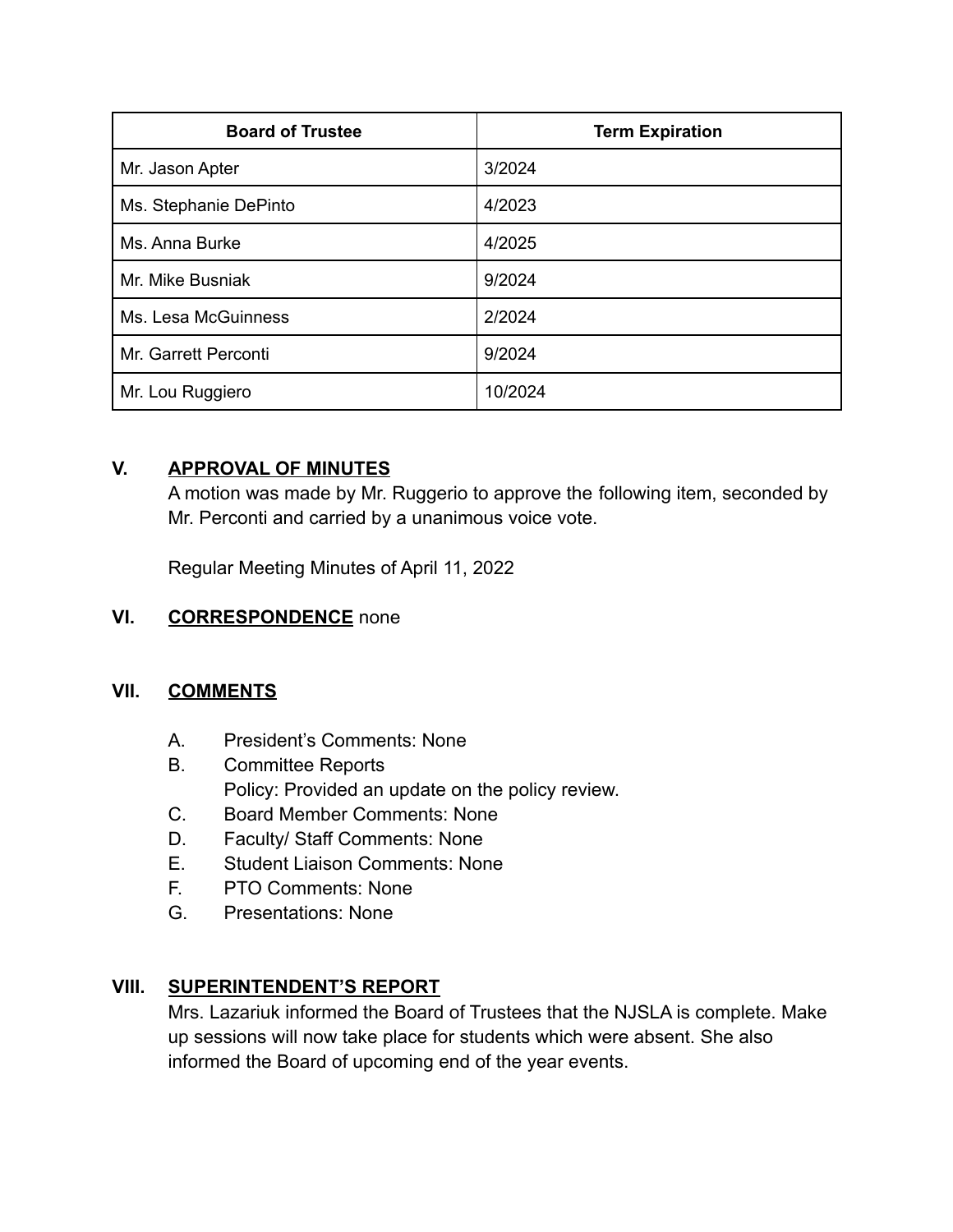| Board of Trustee | Term Expiration |
|---|---|
| Mr. Jason Apter | 3/2024 |
| Ms. Stephanie DePinto | 4/2023 |
| Ms. Anna Burke | 4/2025 |
| Mr. Mike Busniak | 9/2024 |
| Ms. Lesa McGuinness | 2/2024 |
| Mr. Garrett Perconti | 9/2024 |
| Mr. Lou Ruggiero | 10/2024 |

## V. APPROVAL OF MINUTES

A motion was made by Mr. Ruggerio to approve the following item, seconded by Mr. Perconti and carried by a unanimous voice vote.

Regular Meeting Minutes of April 11, 2022

## VI. CORRESPONDENCE none

## VII. COMMENTS

A. President's Comments: None

B. Committee Reports
   Policy: Provided an update on the policy review.

C. Board Member Comments: None

D. Faculty/ Staff Comments: None

E. Student Liaison Comments: None

F. PTO Comments: None

G. Presentations: None

## VIII. SUPERINTENDENT'S REPORT

Mrs. Lazariuk informed the Board of Trustees that the NJSLA is complete. Make up sessions will now take place for students which were absent. She also informed the Board of upcoming end of the year events.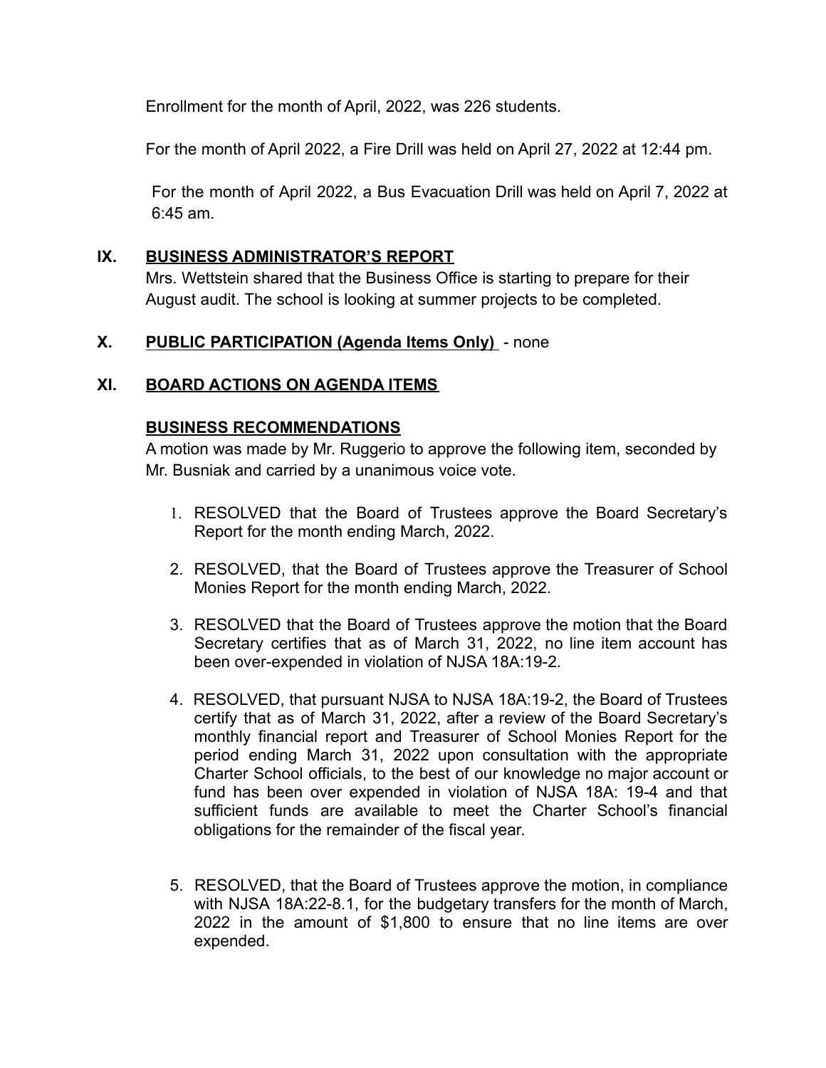Enrollment for the month of April, 2022, was 226 students.

For the month of April 2022, a Fire Drill was held on April 27, 2022 at 12:44 pm.

For the month of April 2022, a Bus Evacuation Drill was held on April 7, 2022 at 6:45 am.

## IX. BUSINESS ADMINISTRATOR'S REPORT

Mrs. Wettstein shared that the Business Office is starting to prepare for their August audit. The school is looking at summer projects to be completed.

## X. PUBLIC PARTICIPATION (Agenda Items Only) - none

## XI. BOARD ACTIONS ON AGENDA ITEMS

### BUSINESS RECOMMENDATIONS

A motion was made by Mr. Ruggerio to approve the following item, seconded by Mr. Busniak and carried by a unanimous voice vote.

1. RESOLVED that the Board of Trustees approve the Board Secretary's Report for the month ending March, 2022.

2. RESOLVED, that the Board of Trustees approve the Treasurer of School Monies Report for the month ending March, 2022.

3. RESOLVED that the Board of Trustees approve the motion that the Board Secretary certifies that as of March 31, 2022, no line item account has been over-expended in violation of NJSA 18A:19-2.

4. RESOLVED, that pursuant NJSA to NJSA 18A:19-2, the Board of Trustees certify that as of March 31, 2022, after a review of the Board Secretary's monthly financial report and Treasurer of School Monies Report for the period ending March 31, 2022 upon consultation with the appropriate Charter School officials, to the best of our knowledge no major account or fund has been over expended in violation of NJSA 18A: 19-4 and that sufficient funds are available to meet the Charter School's financial obligations for the remainder of the fiscal year.

5. RESOLVED, that the Board of Trustees approve the motion, in compliance with NJSA 18A:22-8.1, for the budgetary transfers for the month of March, 2022 in the amount of $1,800 to ensure that no line items are over expended.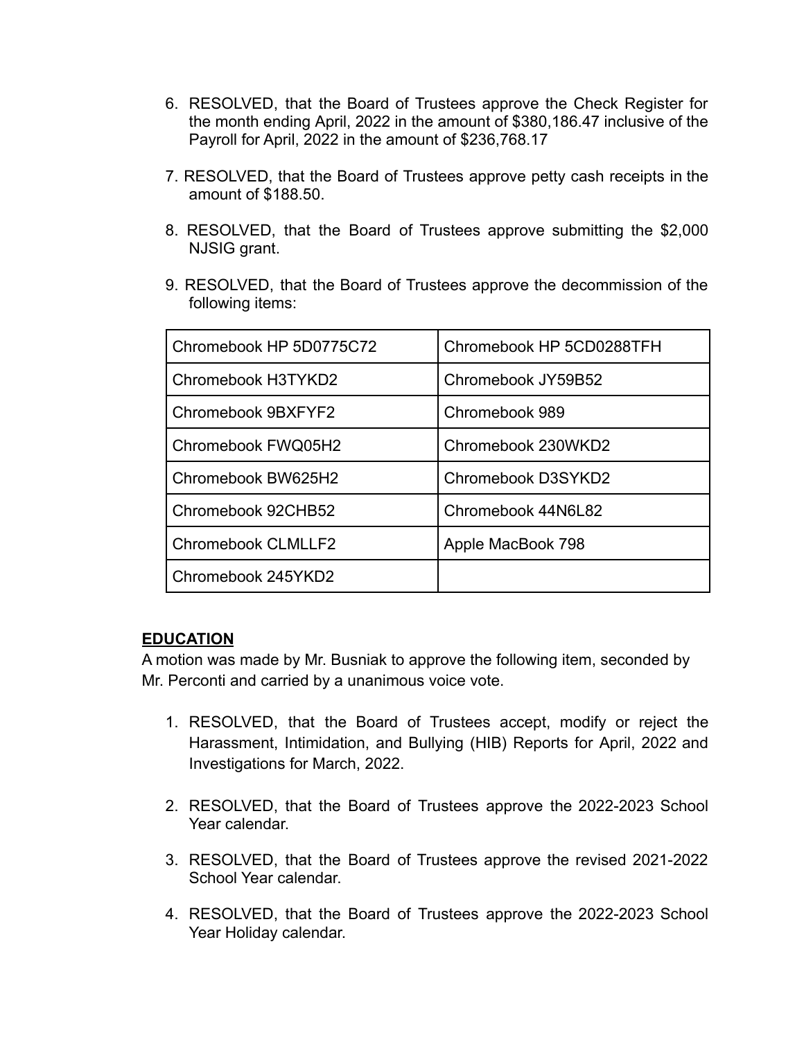6. RESOLVED, that the Board of Trustees approve the Check Register for the month ending April, 2022 in the amount of $380,186.47 inclusive of the Payroll for April, 2022 in the amount of $236,768.17

7. RESOLVED, that the Board of Trustees approve petty cash receipts in the amount of $188.50.

8. RESOLVED, that the Board of Trustees approve submitting the $2,000 NJSIG grant.

9. RESOLVED, that the Board of Trustees approve the decommission of the following items:

| | |
|---|---|
| Chromebook HP 5D0775C72 | Chromebook HP 5CD0288TFH |
| Chromebook H3TYKD2 | Chromebook JY59B52 |
| Chromebook 9BXFYF2 | Chromebook 989 |
| Chromebook FWQ05H2 | Chromebook 230WKD2 |
| Chromebook BW625H2 | Chromebook D3SYKD2 |
| Chromebook 92CHB52 | Chromebook 44N6L82 |
| Chromebook CLMLLF2 | Apple MacBook 798 |
| Chromebook 245YKD2 | |

**<u>EDUCATION</u>**

A motion was made by Mr. Busniak to approve the following item, seconded by Mr. Perconti and carried by a unanimous voice vote.

1. RESOLVED, that the Board of Trustees accept, modify or reject the Harassment, Intimidation, and Bullying (HIB) Reports for April, 2022 and Investigations for March, 2022.

2. RESOLVED, that the Board of Trustees approve the 2022-2023 School Year calendar.

3. RESOLVED, that the Board of Trustees approve the revised 2021-2022 School Year calendar.

4. RESOLVED, that the Board of Trustees approve the 2022-2023 School Year Holiday calendar.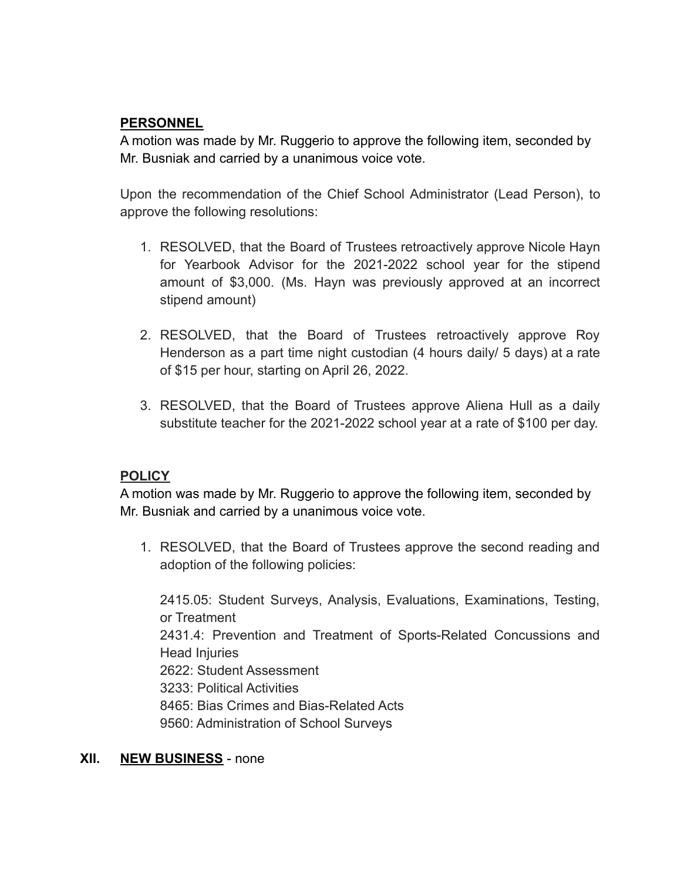**PERSONNEL**

A motion was made by Mr. Ruggerio to approve the following item, seconded by Mr. Busniak and carried by a unanimous voice vote.

Upon the recommendation of the Chief School Administrator (Lead Person), to approve the following resolutions:

1. RESOLVED, that the Board of Trustees retroactively approve Nicole Hayn for Yearbook Advisor for the 2021-2022 school year for the stipend amount of $3,000. (Ms. Hayn was previously approved at an incorrect stipend amount)

2. RESOLVED, that the Board of Trustees retroactively approve Roy Henderson as a part time night custodian (4 hours daily/ 5 days) at a rate of $15 per hour, starting on April 26, 2022.

3. RESOLVED, that the Board of Trustees approve Aliena Hull as a daily substitute teacher for the 2021-2022 school year at a rate of $100 per day.

**POLICY**

A motion was made by Mr. Ruggerio to approve the following item, seconded by Mr. Busniak and carried by a unanimous voice vote.

1. RESOLVED, that the Board of Trustees approve the second reading and adoption of the following policies:

   2415.05: Student Surveys, Analysis, Evaluations, Examinations, Testing, or Treatment
   2431.4: Prevention and Treatment of Sports-Related Concussions and Head Injuries
   2622: Student Assessment
   3233: Political Activities
   8465: Bias Crimes and Bias-Related Acts
   9560: Administration of School Surveys

## XII. NEW BUSINESS - none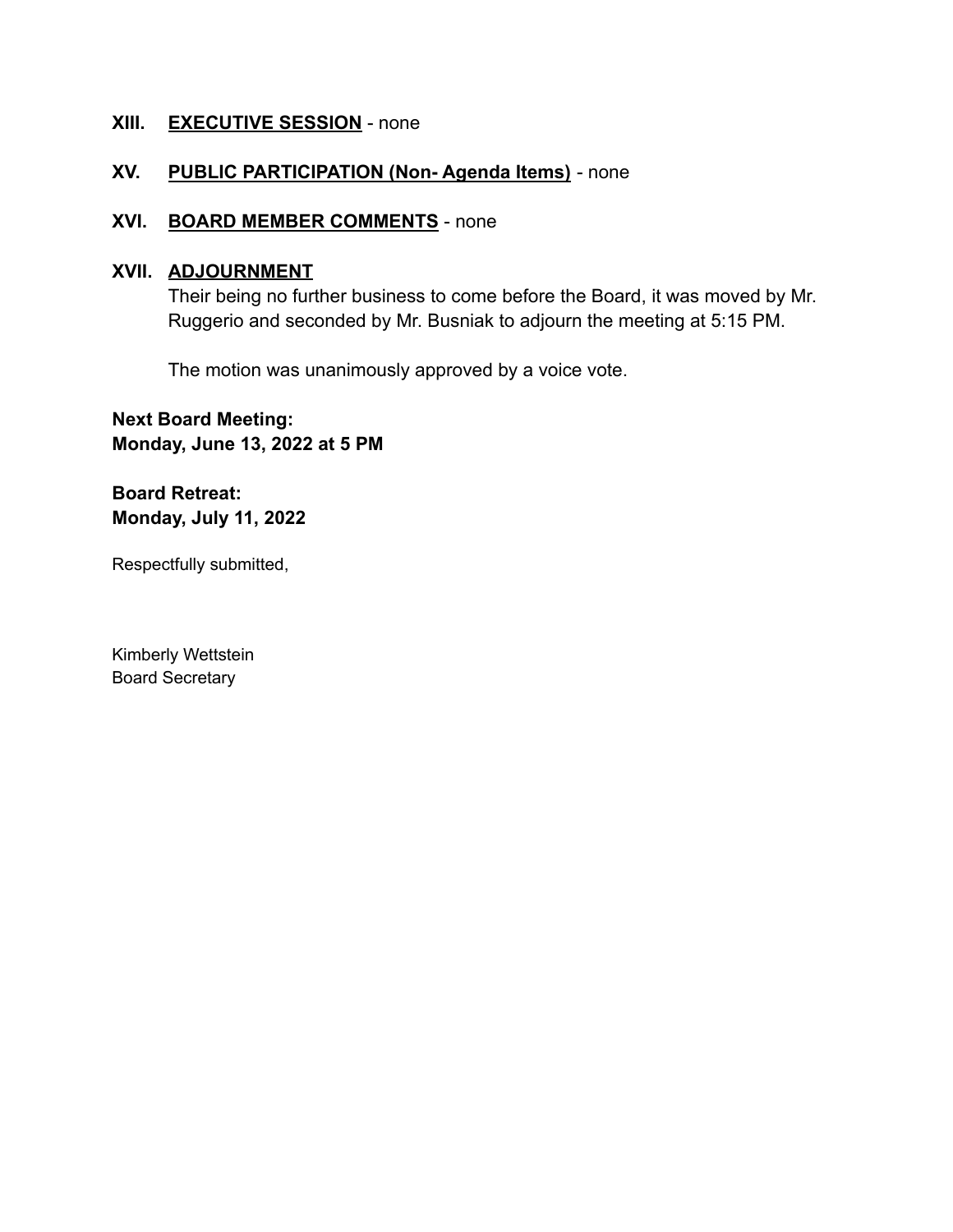## XIII. **EXECUTIVE SESSION** - none

## XV. **PUBLIC PARTICIPATION (Non- Agenda Items)** - none

## XVI. **BOARD MEMBER COMMENTS** - none

## XVII. **ADJOURNMENT**

Their being no further business to come before the Board, it was moved by Mr. Ruggerio and seconded by Mr. Busniak to adjourn the meeting at 5:15 PM.

The motion was unanimously approved by a voice vote.

**Next Board Meeting:**
**Monday, June 13, 2022 at 5 PM**

**Board Retreat:**
**Monday, July 11, 2022**

Respectfully submitted,

Kimberly Wettstein
Board Secretary